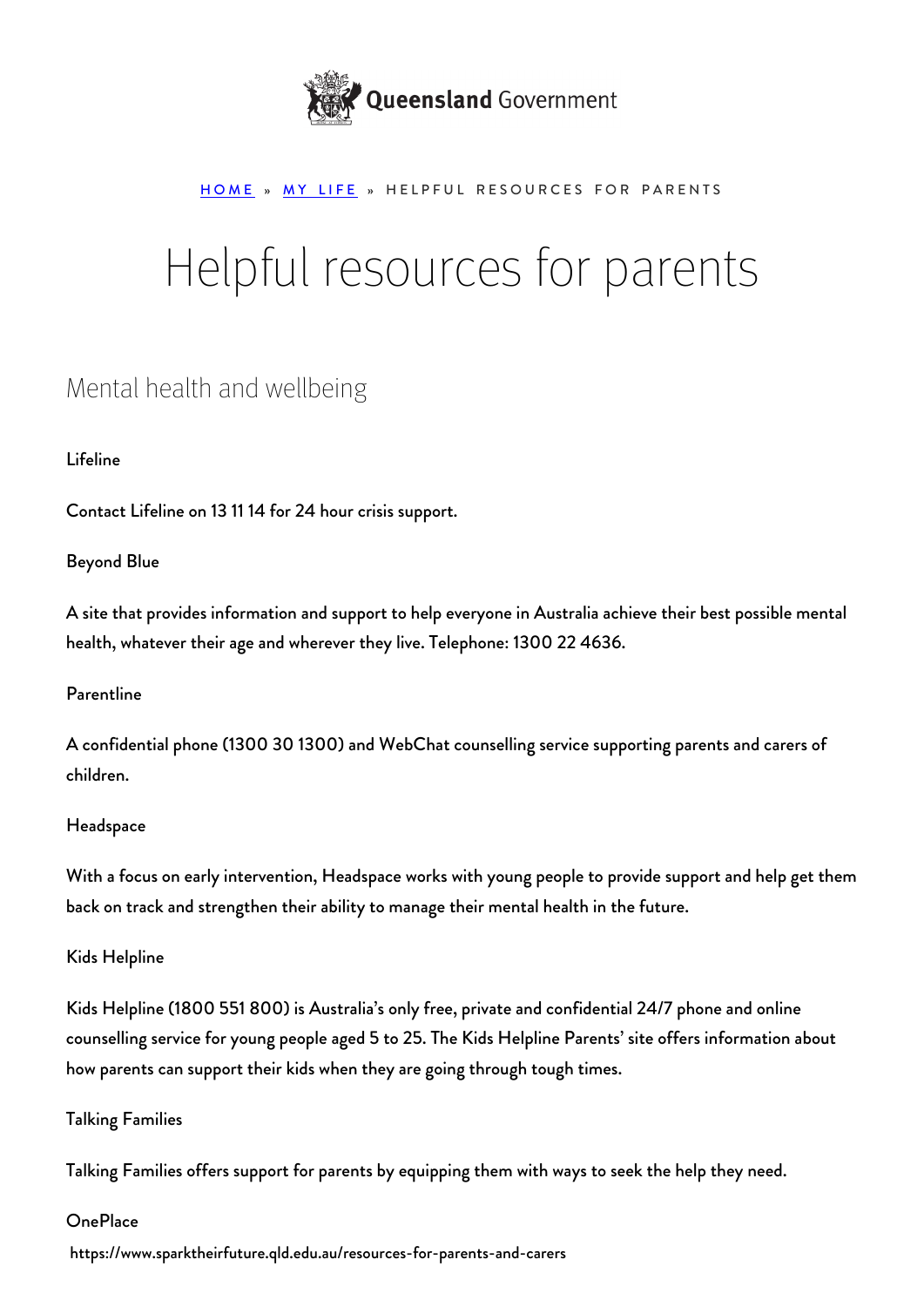Queensland Government

HOME » MY LIFE » HELPFUL RESOURCES FOR PARENTS

# Helpful resources for parents

## Mental health and wellbeing

Lifeline

Contact Lifeline on 13 11 14 for 24 hour crisis support.

Beyond Blue

A site that provides information and support to help everyone in Australia achieve their best possible mental health, whatever their age and wherever they live. Telephone: 1300 22 4636.

Parentline

A confidential phone (1300 30 1300) and WebChat counselling service supporting parents and carers of children.

Headspace

With a focus on early intervention, Headspace works with young people to provide support and help get them back on track and strengthen their ability to manage their mental health in the future.

Kids Helpline

Kids Helpline (1800 551 800) is Australia's only free, private and confidential 24/7 phone and online counselling service for young people aged 5 to 25. The Kids Helpline Parents' site offers information about how parents can support their kids when they are going through tough times.

Talking Families

Talking Families offers support for parents by equipping them with ways to seek the help they need.

OnePlace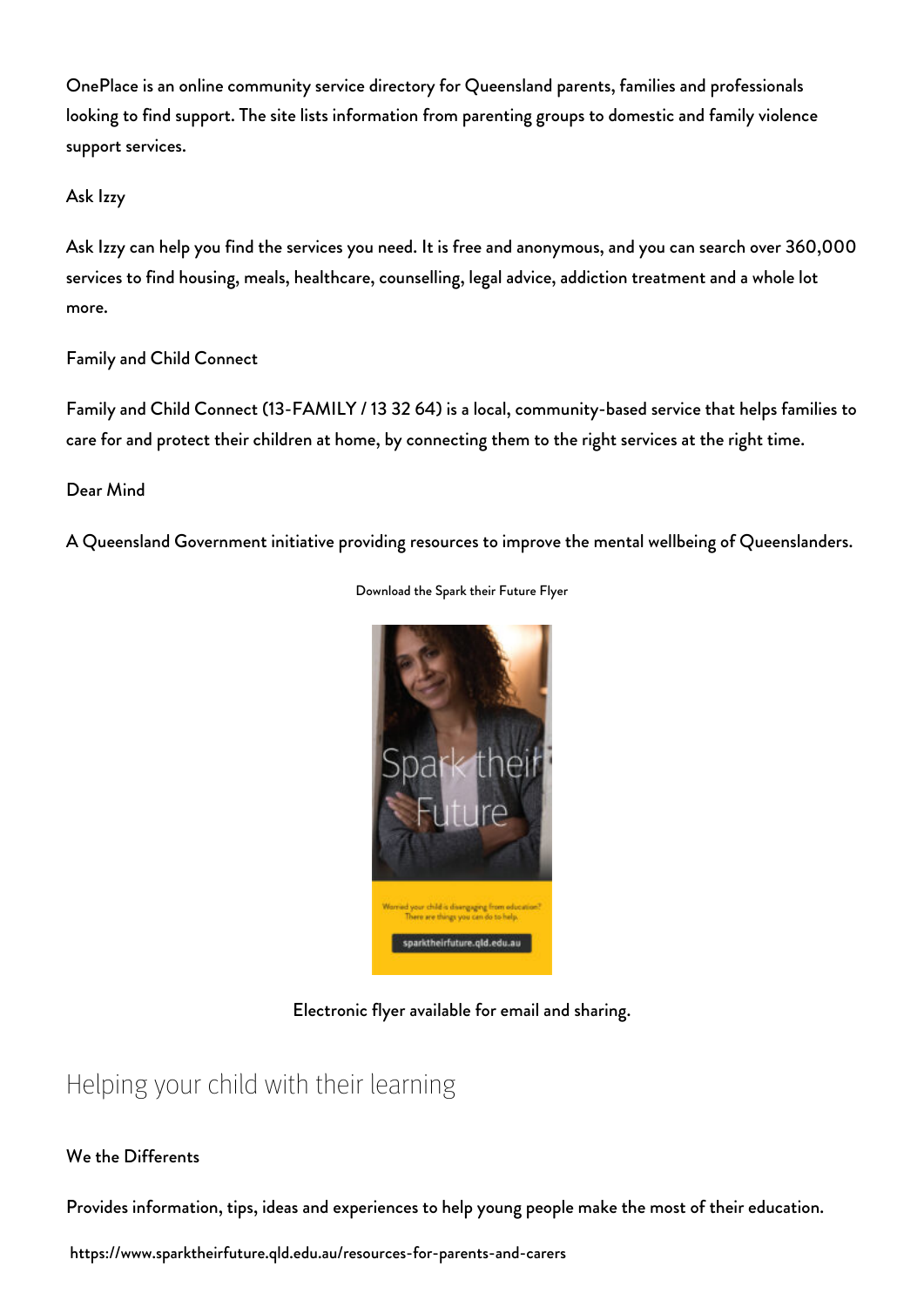OnePlace is an online community service directory for Queensland parents, families and professionals looking to find support. The site lists information from parenting groups to domestic and family violence support services.

Ask Izzy

Ask Izzy can help you find the services you need. It is free and anonymous, and you can search over 360,000 services to find housing, meals, healthcare, counselling, legal advice, addiction treatment and a whole lot more.

Family and Child Connect

Family and Child Connect (13-FAMILY / 13 32 64) is a local, community-based service that helps families to care for and protect their children at home, by connecting them to the right services at the right time.

Dear Mind

A Queensland Government initiative providing resources to improve the mental wellbeing of Queenslanders.

Download the Spark their Future Flyer

Spark their Future

Worried your child is disengaging from education? There are things you can do to help.

sparktheirfuture.qld.edu.au

Electronic flyer available for email and sharing.

## Helping your child with their learning

We the Differents

Provides information, tips, ideas and experiences to help young people make the most of their education.

https://www.sparktheirfuture.qld.edu.au/resources-for-parents-and-carers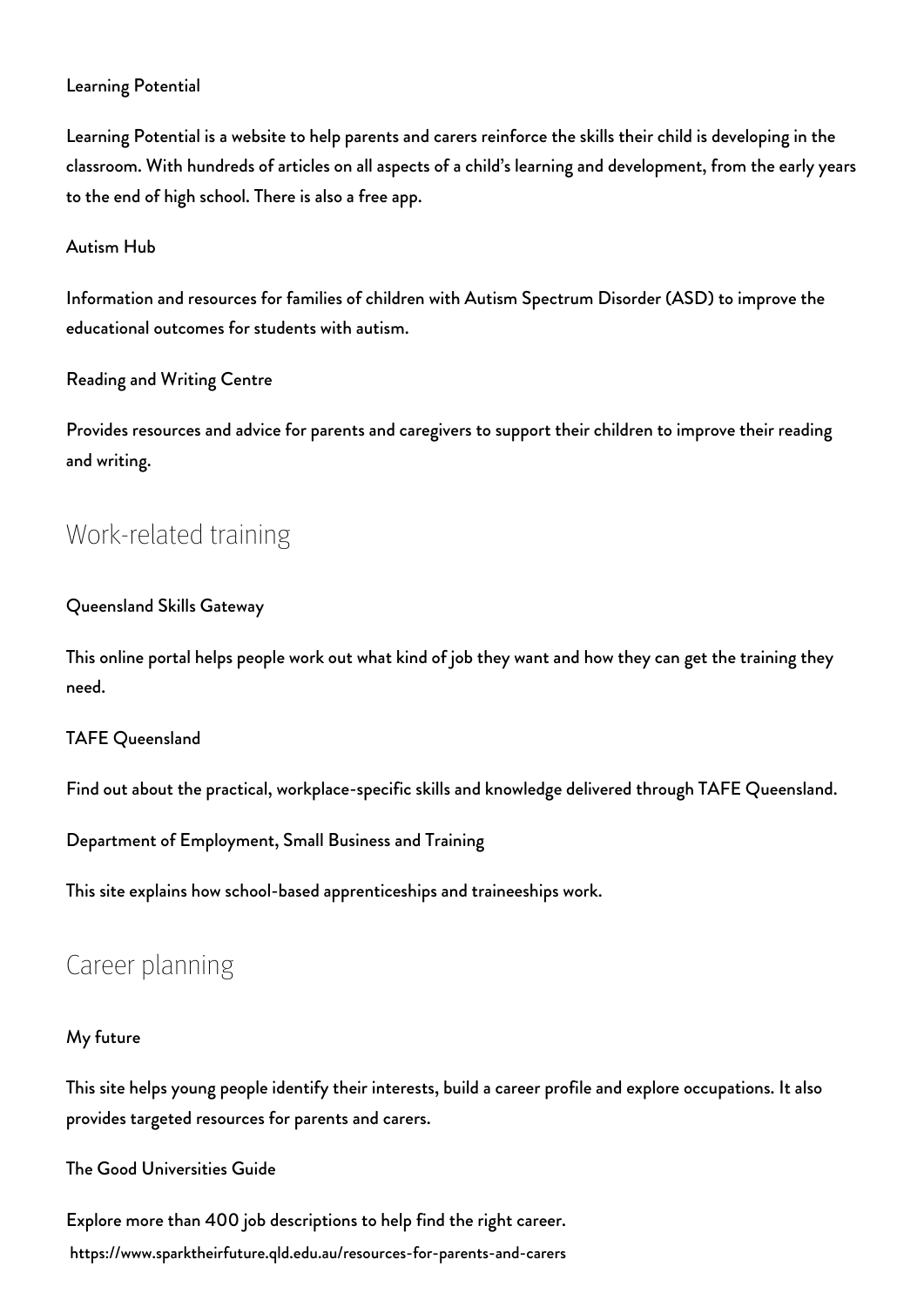Learning Potential

Learning Potential is a website to help parents and carers reinforce the skills their child is developing in the classroom. With hundreds of articles on all aspects of a child's learning and development, from the early years to the end of high school. There is also a free app.

Autism Hub

Information and resources for families of children with Autism Spectrum Disorder (ASD) to improve the educational outcomes for students with autism.

Reading and Writing Centre

Provides resources and advice for parents and caregivers to support their children to improve their reading and writing.

## Work-related training

Queensland Skills Gateway

This online portal helps people work out what kind of job they want and how they can get the training they need.

TAFE Queensland

Find out about the practical, workplace-specific skills and knowledge delivered through TAFE Queensland.

Department of Employment, Small Business and Training

This site explains how school-based apprenticeships and traineeships work.

## Career planning

My future

This site helps young people identify their interests, build a career profile and explore occupations. It also provides targeted resources for parents and carers.

The Good Universities Guide

Explore more than 400 job descriptions to help find the right career.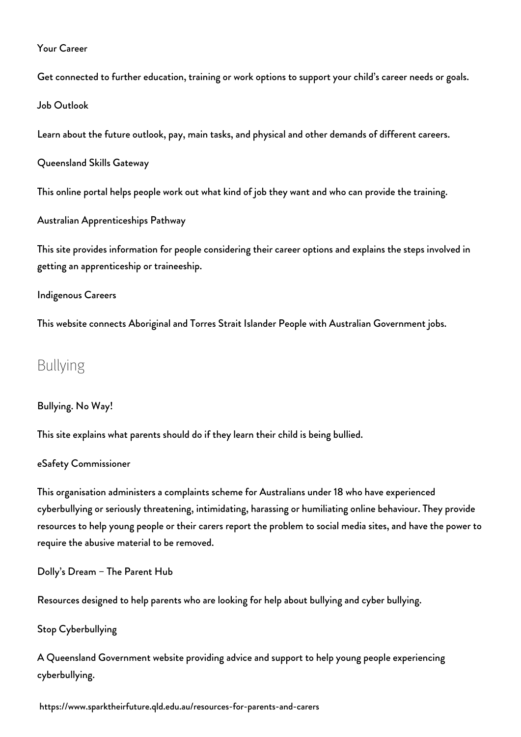Your Career

Get connected to further education, training or work options to support your child's career needs or goals.

Job Outlook

Learn about the future outlook, pay, main tasks, and physical and other demands of different careers.

Queensland Skills Gateway

This online portal helps people work out what kind of job they want and who can provide the training.

Australian Apprenticeships Pathway

This site provides information for people considering their career options and explains the steps involved in getting an apprenticeship or traineeship.

Indigenous Careers

This website connects Aboriginal and Torres Strait Islander People with Australian Government jobs.

## Bullying

Bullying. No Way!

This site explains what parents should do if they learn their child is being bullied.

eSafety Commissioner

This organisation administers a complaints scheme for Australians under 18 who have experienced cyberbullying or seriously threatening, intimidating, harassing or humiliating online behaviour. They provide resources to help young people or their carers report the problem to social media sites, and have the power to require the abusive material to be removed.

Dolly's Dream – The Parent Hub

Resources designed to help parents who are looking for help about bullying and cyber bullying.

Stop Cyberbullying

A Queensland Government website providing advice and support to help young people experiencing cyberbullying.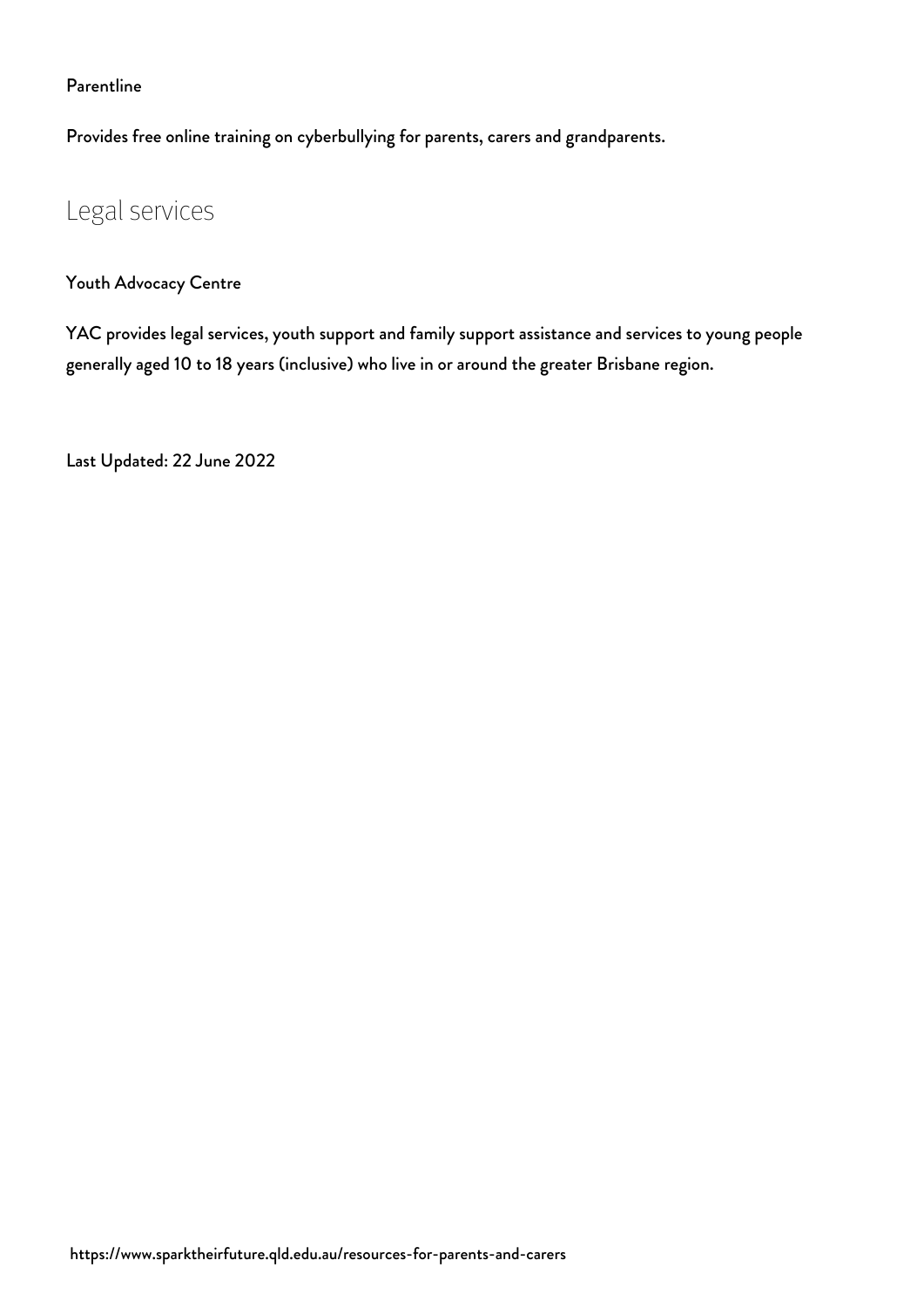Parentline

Provides free online training on cyberbullying for parents, carers and grandparents.

## Legal services

Youth Advocacy Centre

YAC provides legal services, youth support and family support assistance and services to young people generally aged 10 to 18 years (inclusive) who live in or around the greater Brisbane region.

Last Updated: 22 June 2022

https://www.sparktheirfuture.qld.edu.au/resources-for-parents-and-carers